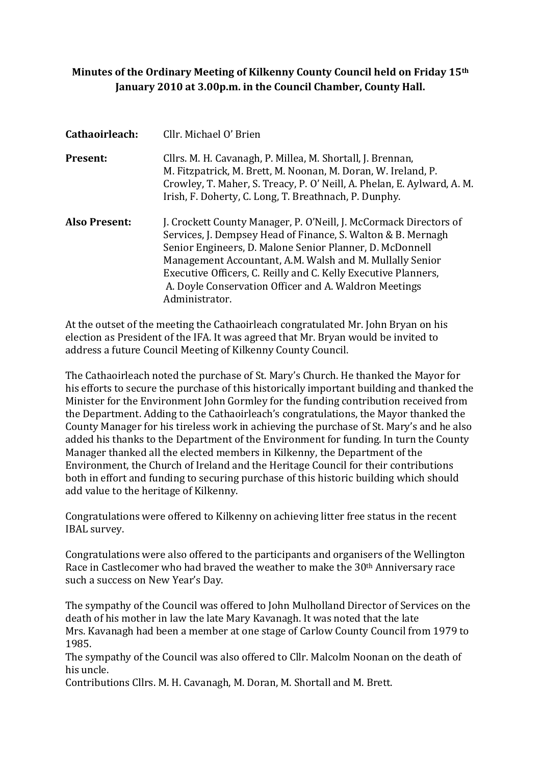**Minutes of the Ordinary Meeting of Kilkenny County Council held on Friday 15th January 2010 at 3.00p.m. in the Council Chamber, County Hall.**

| | |
|---|---|
| **Cathaoirleach:** | Cllr. Michael O' Brien |
| **Present:** | Cllrs. M. H. Cavanagh, P. Millea, M. Shortall, J. Brennan, M. Fitzpatrick, M. Brett, M. Noonan, M. Doran, W. Ireland, P. Crowley, T. Maher, S. Treacy, P. O' Neill, A. Phelan, E. Aylward, A. M. Irish, F. Doherty, C. Long, T. Breathnach, P. Dunphy. |
| **Also Present:** | J. Crockett County Manager, P. O'Neill, J. McCormack Directors of Services, J. Dempsey Head of Finance, S. Walton & B. Mernagh Senior Engineers, D. Malone Senior Planner, D. McDonnell Management Accountant, A.M. Walsh and M. Mullally Senior Executive Officers, C. Reilly and C. Kelly Executive Planners, A. Doyle Conservation Officer and A. Waldron Meetings Administrator. |

At the outset of the meeting the Cathaoirleach congratulated Mr. John Bryan on his election as President of the IFA. It was agreed that Mr. Bryan would be invited to address a future Council Meeting of Kilkenny County Council.

The Cathaoirleach noted the purchase of St. Mary's Church. He thanked the Mayor for his efforts to secure the purchase of this historically important building and thanked the Minister for the Environment John Gormley for the funding contribution received from the Department. Adding to the Cathaoirleach's congratulations, the Mayor thanked the County Manager for his tireless work in achieving the purchase of St. Mary's and he also added his thanks to the Department of the Environment for funding. In turn the County Manager thanked all the elected members in Kilkenny, the Department of the Environment, the Church of Ireland and the Heritage Council for their contributions both in effort and funding to securing purchase of this historic building which should add value to the heritage of Kilkenny.

Congratulations were offered to Kilkenny on achieving litter free status in the recent IBAL survey.

Congratulations were also offered to the participants and organisers of the Wellington Race in Castlecomer who had braved the weather to make the 30th Anniversary race such a success on New Year's Day.

The sympathy of the Council was offered to John Mulholland Director of Services on the death of his mother in law the late Mary Kavanagh. It was noted that the late Mrs. Kavanagh had been a member at one stage of Carlow County Council from 1979 to 1985.

The sympathy of the Council was also offered to Cllr. Malcolm Noonan on the death of his uncle.

Contributions Cllrs. M. H. Cavanagh, M. Doran, M. Shortall and M. Brett.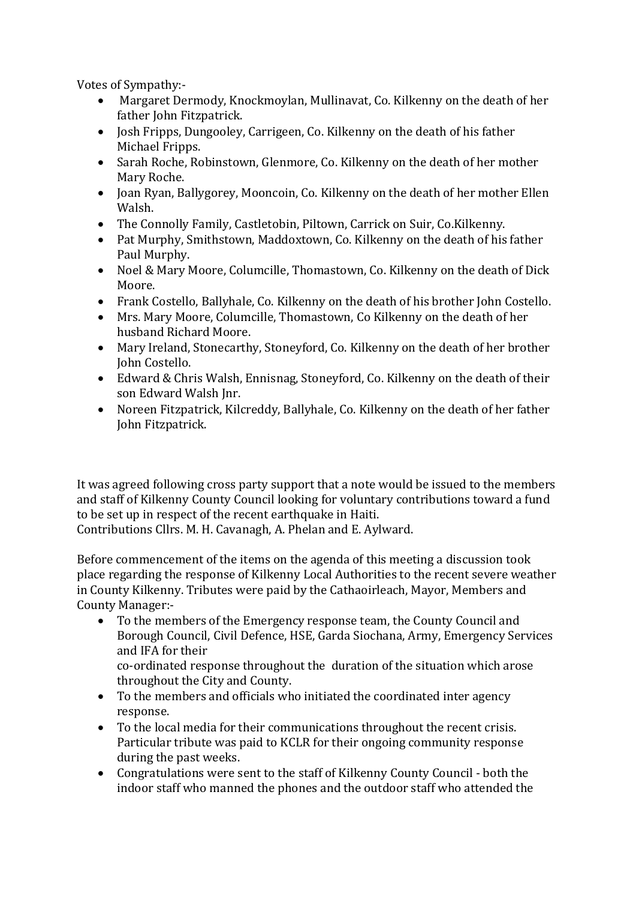Votes of Sympathy:-

- Margaret Dermody, Knockmoylan, Mullinavat, Co. Kilkenny on the death of her father John Fitzpatrick.
- Josh Fripps, Dungooley, Carrigeen, Co. Kilkenny on the death of his father Michael Fripps.
- Sarah Roche, Robinstown, Glenmore, Co. Kilkenny on the death of her mother Mary Roche.
- Joan Ryan, Ballygorey, Mooncoin, Co. Kilkenny on the death of her mother Ellen Walsh.
- The Connolly Family, Castletobin, Piltown, Carrick on Suir, Co.Kilkenny.
- Pat Murphy, Smithstown, Maddoxtown, Co. Kilkenny on the death of his father Paul Murphy.
- Noel & Mary Moore, Columcille, Thomastown, Co. Kilkenny on the death of Dick Moore.
- Frank Costello, Ballyhale, Co. Kilkenny on the death of his brother John Costello.
- Mrs. Mary Moore, Columcille, Thomastown, Co Kilkenny on the death of her husband Richard Moore.
- Mary Ireland, Stonecarthy, Stoneyford, Co. Kilkenny on the death of her brother John Costello.
- Edward & Chris Walsh, Ennisnag, Stoneyford, Co. Kilkenny on the death of their son Edward Walsh Jnr.
- Noreen Fitzpatrick, Kilcreddy, Ballyhale, Co. Kilkenny on the death of her father John Fitzpatrick.

It was agreed following cross party support that a note would be issued to the members and staff of Kilkenny County Council looking for voluntary contributions toward a fund to be set up in respect of the recent earthquake in Haiti.
Contributions Cllrs. M. H. Cavanagh, A. Phelan and E. Aylward.

Before commencement of the items on the agenda of this meeting a discussion took place regarding the response of Kilkenny Local Authorities to the recent severe weather in County Kilkenny. Tributes were paid by the Cathaoirleach, Mayor, Members and County Manager:-

- To the members of the Emergency response team, the County Council and Borough Council, Civil Defence, HSE, Garda Siochana, Army, Emergency Services and IFA for their co-ordinated response throughout the duration of the situation which arose throughout the City and County.
- To the members and officials who initiated the coordinated inter agency response.
- To the local media for their communications throughout the recent crisis. Particular tribute was paid to KCLR for their ongoing community response during the past weeks.
- Congratulations were sent to the staff of Kilkenny County Council - both the indoor staff who manned the phones and the outdoor staff who attended the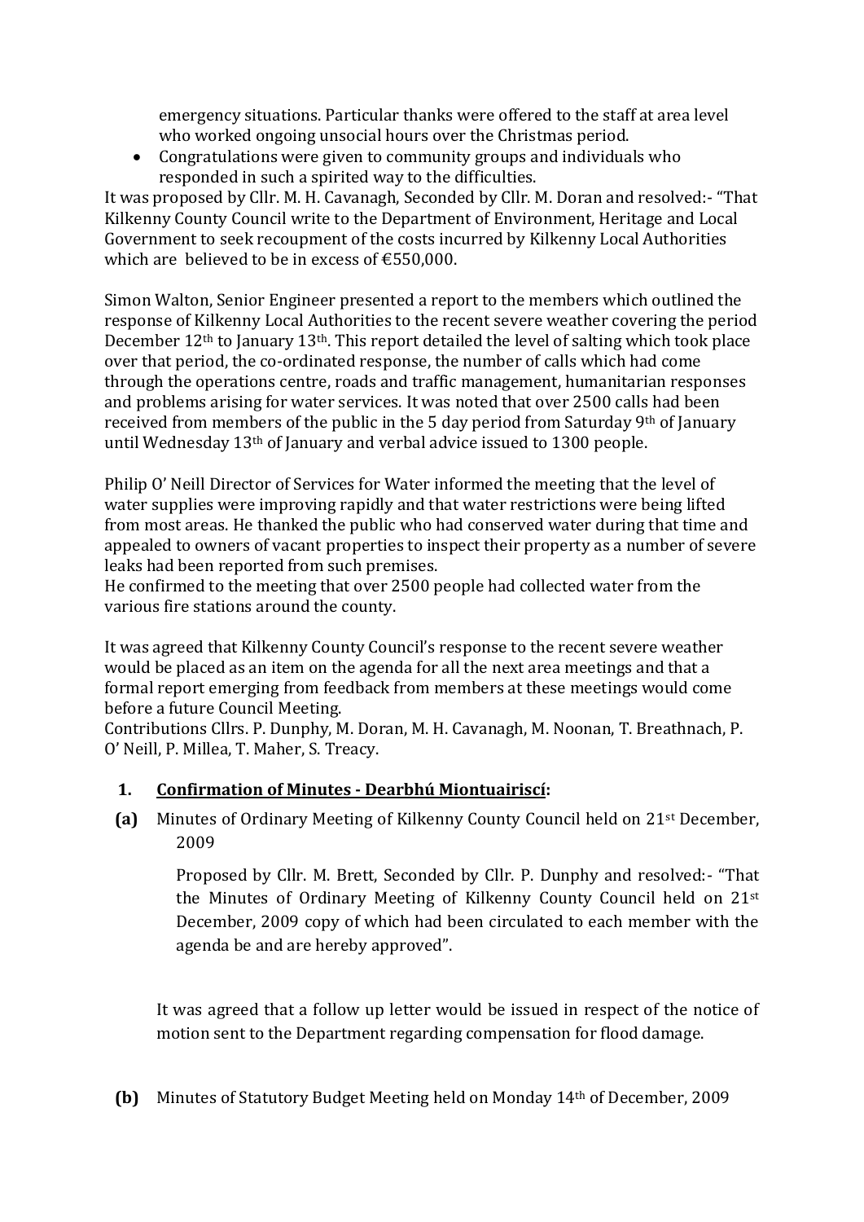emergency situations. Particular thanks were offered to the staff at area level who worked ongoing unsocial hours over the Christmas period.

- Congratulations were given to community groups and individuals who responded in such a spirited way to the difficulties.

It was proposed by Cllr. M. H. Cavanagh, Seconded by Cllr. M. Doran and resolved:- "That Kilkenny County Council write to the Department of Environment, Heritage and Local Government to seek recoupment of the costs incurred by Kilkenny Local Authorities which are believed to be in excess of €550,000.

Simon Walton, Senior Engineer presented a report to the members which outlined the response of Kilkenny Local Authorities to the recent severe weather covering the period December 12th to January 13th. This report detailed the level of salting which took place over that period, the co-ordinated response, the number of calls which had come through the operations centre, roads and traffic management, humanitarian responses and problems arising for water services. It was noted that over 2500 calls had been received from members of the public in the 5 day period from Saturday 9th of January until Wednesday 13th of January and verbal advice issued to 1300 people.

Philip O' Neill Director of Services for Water informed the meeting that the level of water supplies were improving rapidly and that water restrictions were being lifted from most areas. He thanked the public who had conserved water during that time and appealed to owners of vacant properties to inspect their property as a number of severe leaks had been reported from such premises.

He confirmed to the meeting that over 2500 people had collected water from the various fire stations around the county.

It was agreed that Kilkenny County Council's response to the recent severe weather would be placed as an item on the agenda for all the next area meetings and that a formal report emerging from feedback from members at these meetings would come before a future Council Meeting.

Contributions Cllrs. P. Dunphy, M. Doran, M. H. Cavanagh, M. Noonan, T. Breathnach, P. O' Neill, P. Millea, T. Maher, S. Treacy.

**1. Confirmation of Minutes - Dearbhú Miontuairiscí:**

**(a)** Minutes of Ordinary Meeting of Kilkenny County Council held on 21st December, 2009

Proposed by Cllr. M. Brett, Seconded by Cllr. P. Dunphy and resolved:- "That the Minutes of Ordinary Meeting of Kilkenny County Council held on 21st December, 2009 copy of which had been circulated to each member with the agenda be and are hereby approved".

It was agreed that a follow up letter would be issued in respect of the notice of motion sent to the Department regarding compensation for flood damage.

**(b)** Minutes of Statutory Budget Meeting held on Monday 14th of December, 2009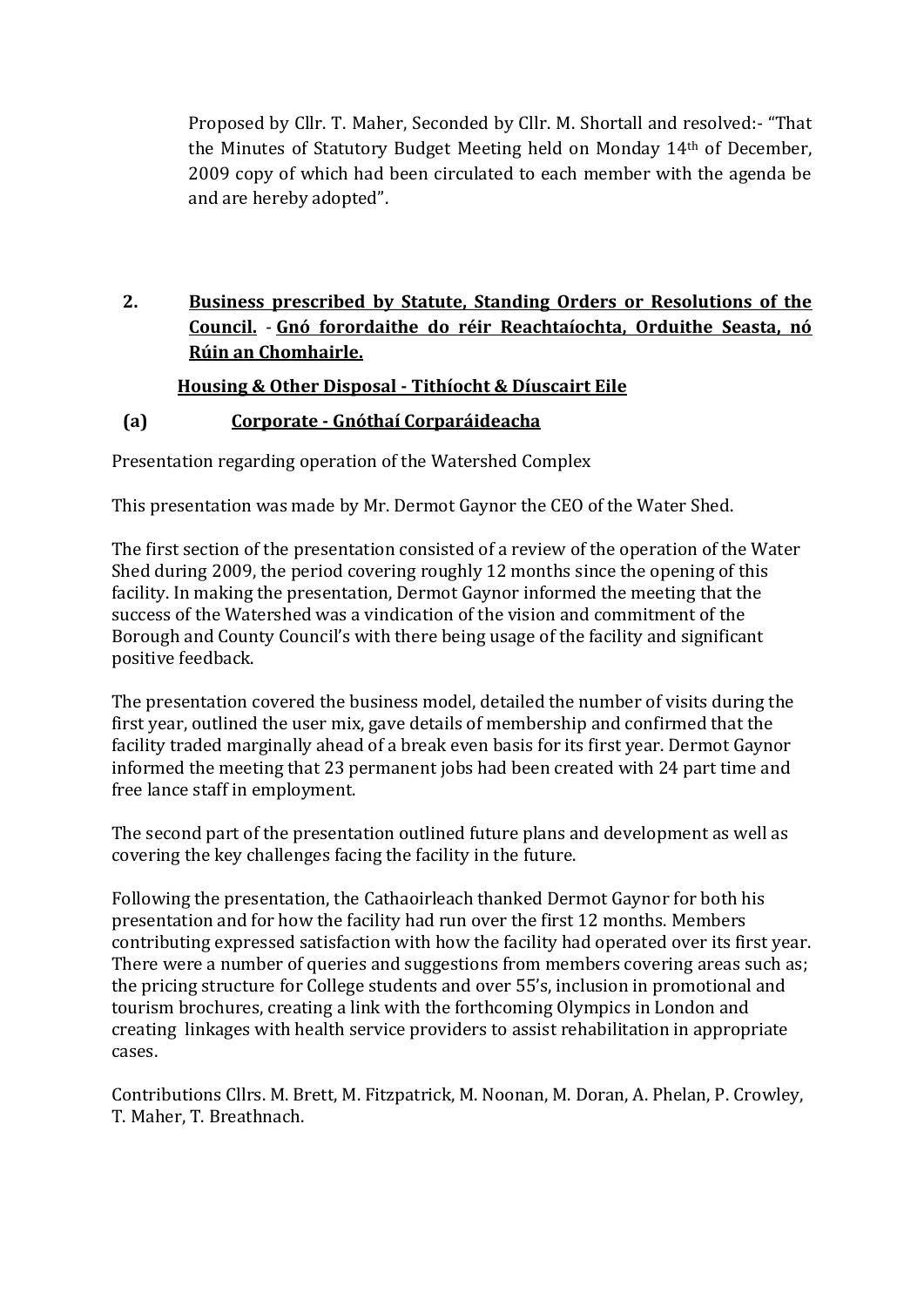Proposed by Cllr. T. Maher, Seconded by Cllr. M. Shortall and resolved:- "That the Minutes of Statutory Budget Meeting held on Monday 14th of December, 2009 copy of which had been circulated to each member with the agenda be and are hereby adopted".

## 2. <u>Business prescribed by Statute, Standing Orders or Resolutions of the Council.</u> - <u>Gnó forordaithe do réir Reachtaíochta, Orduithe Seasta, nó Rúin an Chomhairle.</u>

### <u>Housing & Other Disposal - Tithíocht & Díuscairt Eile</u>

### (a) <u>Corporate - Gnóthaí Corparáideacha</u>

Presentation regarding operation of the Watershed Complex

This presentation was made by Mr. Dermot Gaynor the CEO of the Water Shed.

The first section of the presentation consisted of a review of the operation of the Water Shed during 2009, the period covering roughly 12 months since the opening of this facility. In making the presentation, Dermot Gaynor informed the meeting that the success of the Watershed was a vindication of the vision and commitment of the Borough and County Council's with there being usage of the facility and significant positive feedback.

The presentation covered the business model, detailed the number of visits during the first year, outlined the user mix, gave details of membership and confirmed that the facility traded marginally ahead of a break even basis for its first year. Dermot Gaynor informed the meeting that 23 permanent jobs had been created with 24 part time and free lance staff in employment.

The second part of the presentation outlined future plans and development as well as covering the key challenges facing the facility in the future.

Following the presentation, the Cathaoirleach thanked Dermot Gaynor for both his presentation and for how the facility had run over the first 12 months. Members contributing expressed satisfaction with how the facility had operated over its first year. There were a number of queries and suggestions from members covering areas such as; the pricing structure for College students and over 55's, inclusion in promotional and tourism brochures, creating a link with the forthcoming Olympics in London and creating linkages with health service providers to assist rehabilitation in appropriate cases.

Contributions Cllrs. M. Brett, M. Fitzpatrick, M. Noonan, M. Doran, A. Phelan, P. Crowley, T. Maher, T. Breathnach.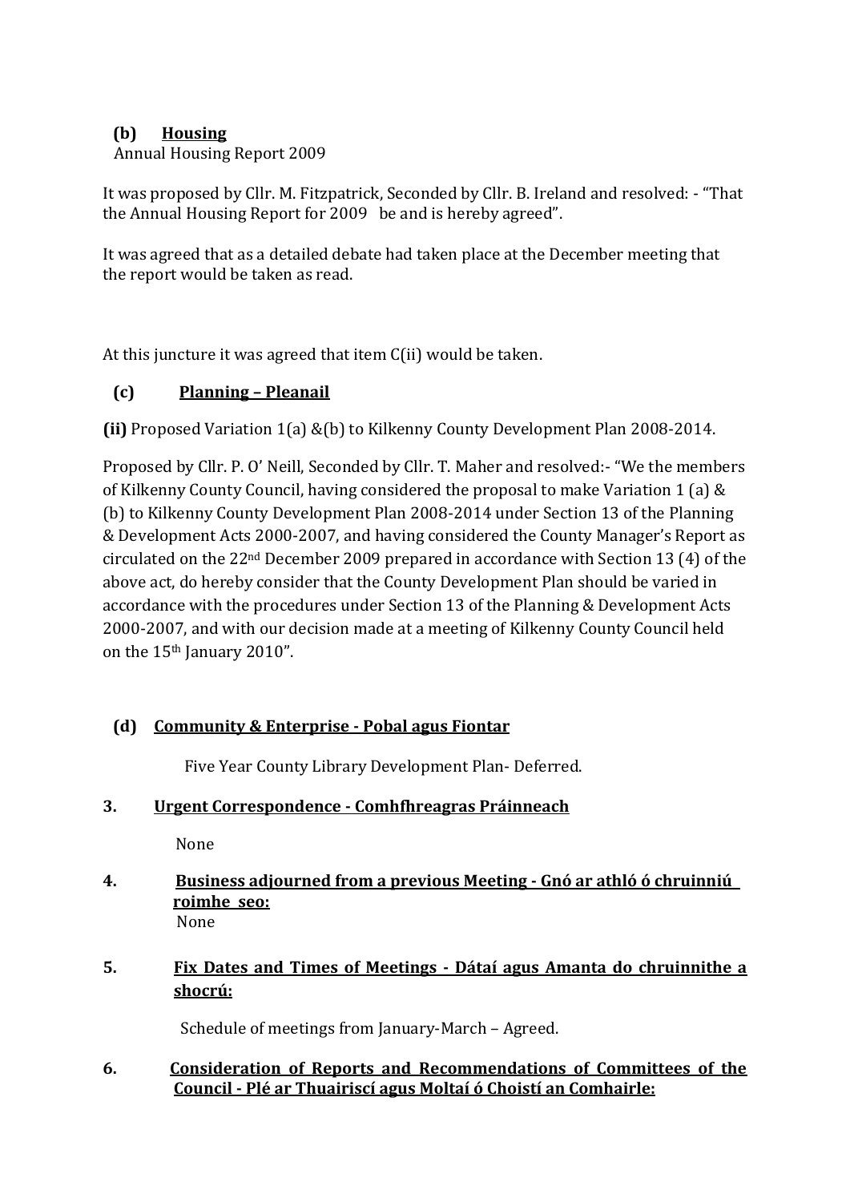**(b) <u>Housing</u>**

Annual Housing Report 2009

It was proposed by Cllr. M. Fitzpatrick, Seconded by Cllr. B. Ireland and resolved: - "That the Annual Housing Report for 2009 be and is hereby agreed".

It was agreed that as a detailed debate had taken place at the December meeting that the report would be taken as read.

At this juncture it was agreed that item C(ii) would be taken.

**(c) <u>Planning – Pleanail</u>**

**(ii)** Proposed Variation 1(a) &(b) to Kilkenny County Development Plan 2008-2014.

Proposed by Cllr. P. O' Neill, Seconded by Cllr. T. Maher and resolved:- "We the members of Kilkenny County Council, having considered the proposal to make Variation 1 (a) & (b) to Kilkenny County Development Plan 2008-2014 under Section 13 of the Planning & Development Acts 2000-2007, and having considered the County Manager's Report as circulated on the 22nd December 2009 prepared in accordance with Section 13 (4) of the above act, do hereby consider that the County Development Plan should be varied in accordance with the procedures under Section 13 of the Planning & Development Acts 2000-2007, and with our decision made at a meeting of Kilkenny County Council held on the 15th January 2010".

**(d) <u>Community & Enterprise - Pobal agus Fiontar</u>**

Five Year County Library Development Plan- Deferred.

**3. <u>Urgent Correspondence - Comhfhreagras Práinneach</u>**

None

**4. <u>Business adjourned from a previous Meeting - Gnó ar athló ó chruinniú roimhe seo:</u>**

None

**5. <u>Fix Dates and Times of Meetings - Dátaí agus Amanta do chruinnithe a shocrú:</u>**

Schedule of meetings from January-March – Agreed.

**6. <u>Consideration of Reports and Recommendations of Committees of the Council - Plé ar Thuairiscí agus Moltaí ó Choistí an Comhairle:</u>**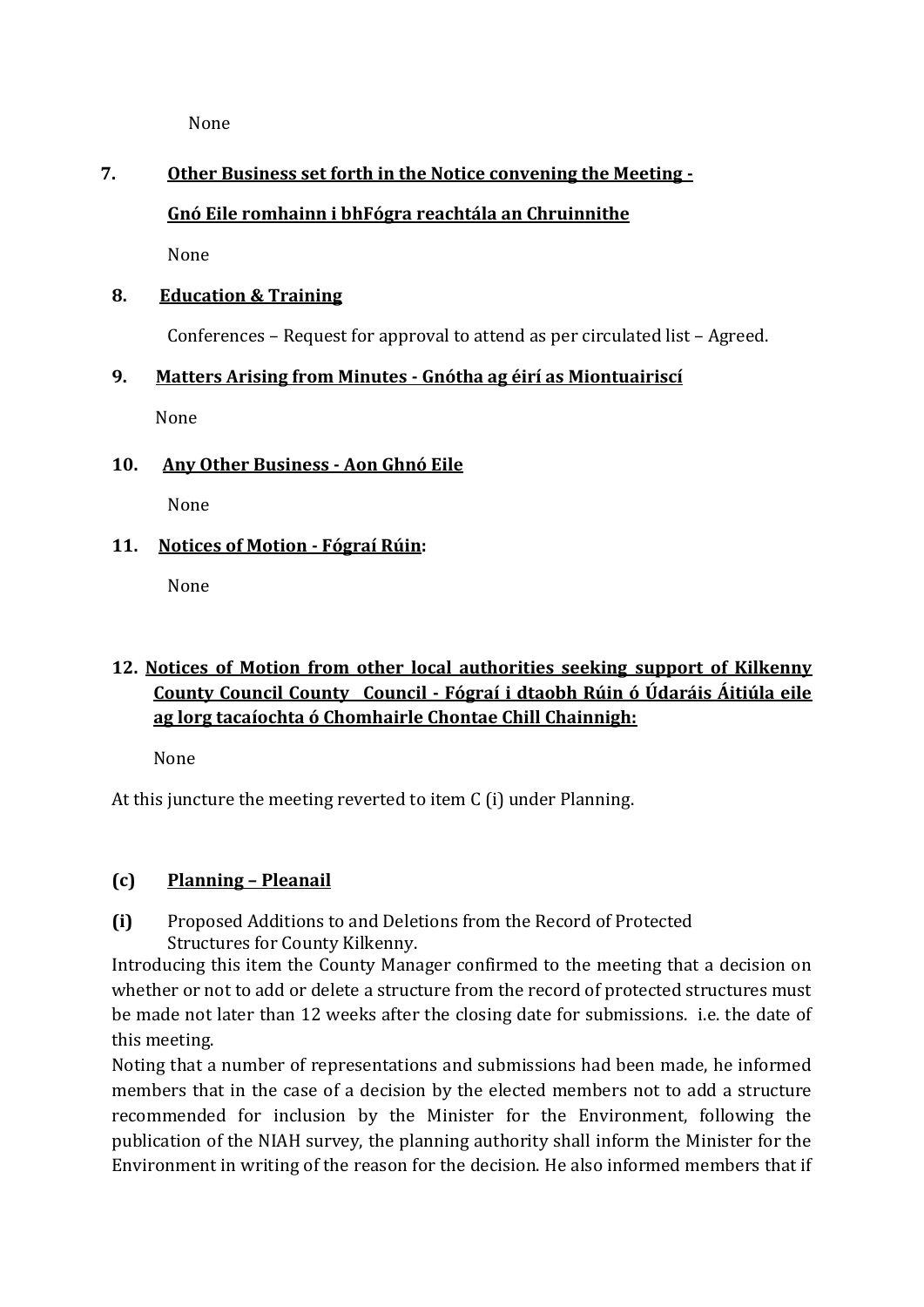None

**7. Other Business set forth in the Notice convening the Meeting -**

**Gnó Eile romhainn i bhFógra reachtála an Chruinnithe**

None

**8. Education & Training**

Conferences – Request for approval to attend as per circulated list – Agreed.

**9. Matters Arising from Minutes - Gnótha ag éirí as Miontuairiscí**

None

**10. Any Other Business - Aon Ghnó Eile**

None

**11. Notices of Motion - Fógraí Rúin:**

None

**12. Notices of Motion from other local authorities seeking support of Kilkenny County Council County Council - Fógraí i dtaobh Rúin ó Údaráis Áitiúla eile ag lorg tacaíochta ó Chomhairle Chontae Chill Chainnigh:**

None

At this juncture the meeting reverted to item C (i) under Planning.

**(c) Planning – Pleanail**

**(i)** Proposed Additions to and Deletions from the Record of Protected Structures for County Kilkenny.

Introducing this item the County Manager confirmed to the meeting that a decision on whether or not to add or delete a structure from the record of protected structures must be made not later than 12 weeks after the closing date for submissions. i.e. the date of this meeting.

Noting that a number of representations and submissions had been made, he informed members that in the case of a decision by the elected members not to add a structure recommended for inclusion by the Minister for the Environment, following the publication of the NIAH survey, the planning authority shall inform the Minister for the Environment in writing of the reason for the decision. He also informed members that if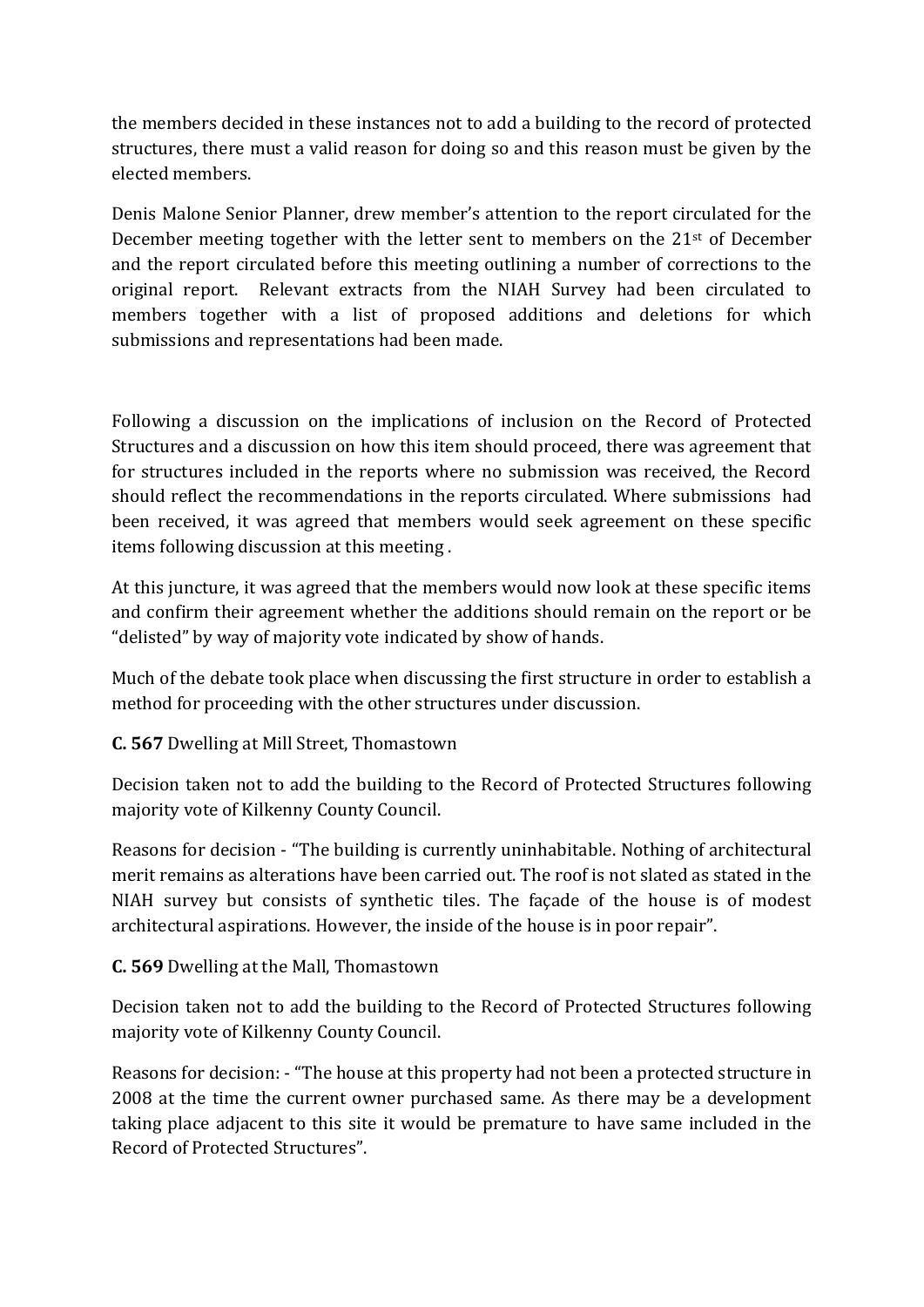the members decided in these instances not to add a building to the record of protected structures, there must a valid reason for doing so and this reason must be given by the elected members.

Denis Malone Senior Planner, drew member's attention to the report circulated for the December meeting together with the letter sent to members on the 21st of December and the report circulated before this meeting outlining a number of corrections to the original report. Relevant extracts from the NIAH Survey had been circulated to members together with a list of proposed additions and deletions for which submissions and representations had been made.

Following a discussion on the implications of inclusion on the Record of Protected Structures and a discussion on how this item should proceed, there was agreement that for structures included in the reports where no submission was received, the Record should reflect the recommendations in the reports circulated. Where submissions had been received, it was agreed that members would seek agreement on these specific items following discussion at this meeting .

At this juncture, it was agreed that the members would now look at these specific items and confirm their agreement whether the additions should remain on the report or be "delisted" by way of majority vote indicated by show of hands.

Much of the debate took place when discussing the first structure in order to establish a method for proceeding with the other structures under discussion.

**C. 567** Dwelling at Mill Street, Thomastown

Decision taken not to add the building to the Record of Protected Structures following majority vote of Kilkenny County Council.

Reasons for decision - "The building is currently uninhabitable. Nothing of architectural merit remains as alterations have been carried out. The roof is not slated as stated in the NIAH survey but consists of synthetic tiles. The façade of the house is of modest architectural aspirations. However, the inside of the house is in poor repair".

**C. 569** Dwelling at the Mall, Thomastown

Decision taken not to add the building to the Record of Protected Structures following majority vote of Kilkenny County Council.

Reasons for decision: - "The house at this property had not been a protected structure in 2008 at the time the current owner purchased same. As there may be a development taking place adjacent to this site it would be premature to have same included in the Record of Protected Structures".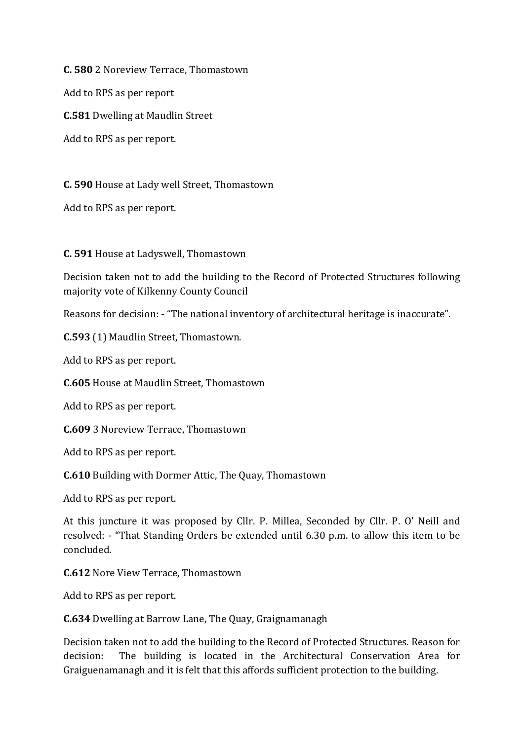**C. 580** 2 Noreview Terrace, Thomastown

Add to RPS as per report

**C.581** Dwelling at Maudlin Street

Add to RPS as per report.

**C. 590** House at Lady well Street, Thomastown

Add to RPS as per report.

**C. 591** House at Ladyswell, Thomastown

Decision taken not to add the building to the Record of Protected Structures following majority vote of Kilkenny County Council

Reasons for decision: - "The national inventory of architectural heritage is inaccurate".

**C.593** (1) Maudlin Street, Thomastown.

Add to RPS as per report.

**C.605** House at Maudlin Street, Thomastown

Add to RPS as per report.

**C.609** 3 Noreview Terrace, Thomastown

Add to RPS as per report.

**C.610** Building with Dormer Attic, The Quay, Thomastown

Add to RPS as per report.

At this juncture it was proposed by Cllr. P. Millea, Seconded by Cllr. P. O' Neill and resolved: - "That Standing Orders be extended until 6.30 p.m. to allow this item to be concluded.

**C.612** Nore View Terrace, Thomastown

Add to RPS as per report.

**C.634** Dwelling at Barrow Lane, The Quay, Graignamanagh

Decision taken not to add the building to the Record of Protected Structures. Reason for decision: The building is located in the Architectural Conservation Area for Graiguenamanagh and it is felt that this affords sufficient protection to the building.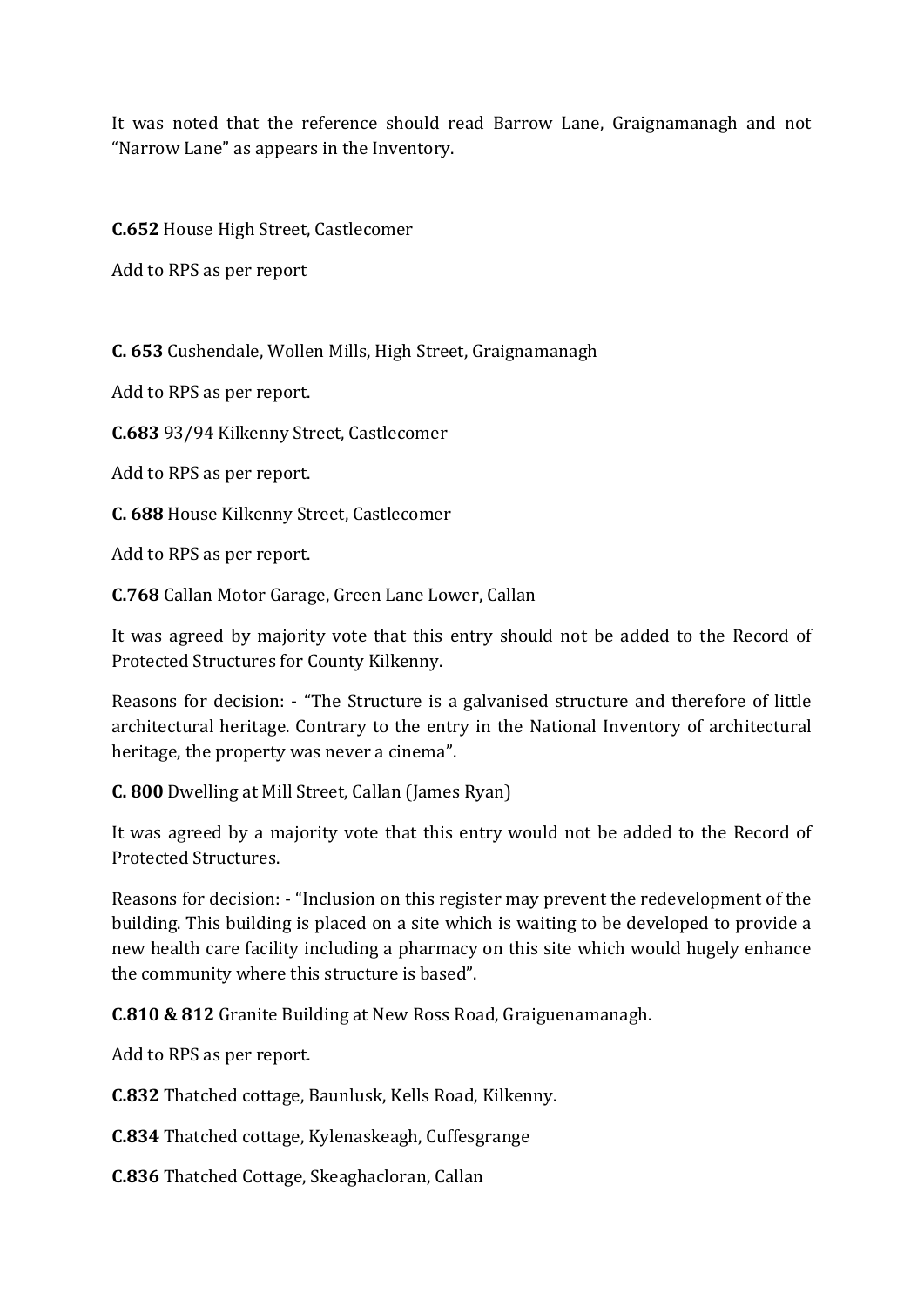It was noted that the reference should read Barrow Lane, Graignamanagh and not "Narrow Lane" as appears in the Inventory.

**C.652** House High Street, Castlecomer

Add to RPS as per report

**C. 653** Cushendale, Wollen Mills, High Street, Graignamanagh

Add to RPS as per report.

**C.683** 93/94 Kilkenny Street, Castlecomer

Add to RPS as per report.

**C. 688** House Kilkenny Street, Castlecomer

Add to RPS as per report.

**C.768** Callan Motor Garage, Green Lane Lower, Callan

It was agreed by majority vote that this entry should not be added to the Record of Protected Structures for County Kilkenny.

Reasons for decision: - "The Structure is a galvanised structure and therefore of little architectural heritage. Contrary to the entry in the National Inventory of architectural heritage, the property was never a cinema".

**C. 800** Dwelling at Mill Street, Callan (James Ryan)

It was agreed by a majority vote that this entry would not be added to the Record of Protected Structures.

Reasons for decision: - "Inclusion on this register may prevent the redevelopment of the building. This building is placed on a site which is waiting to be developed to provide a new health care facility including a pharmacy on this site which would hugely enhance the community where this structure is based".

**C.810 & 812** Granite Building at New Ross Road, Graiguenamanagh.

Add to RPS as per report.

**C.832** Thatched cottage, Baunlusk, Kells Road, Kilkenny.

**C.834** Thatched cottage, Kylenaskeagh, Cuffesgrange

**C.836** Thatched Cottage, Skeaghacloran, Callan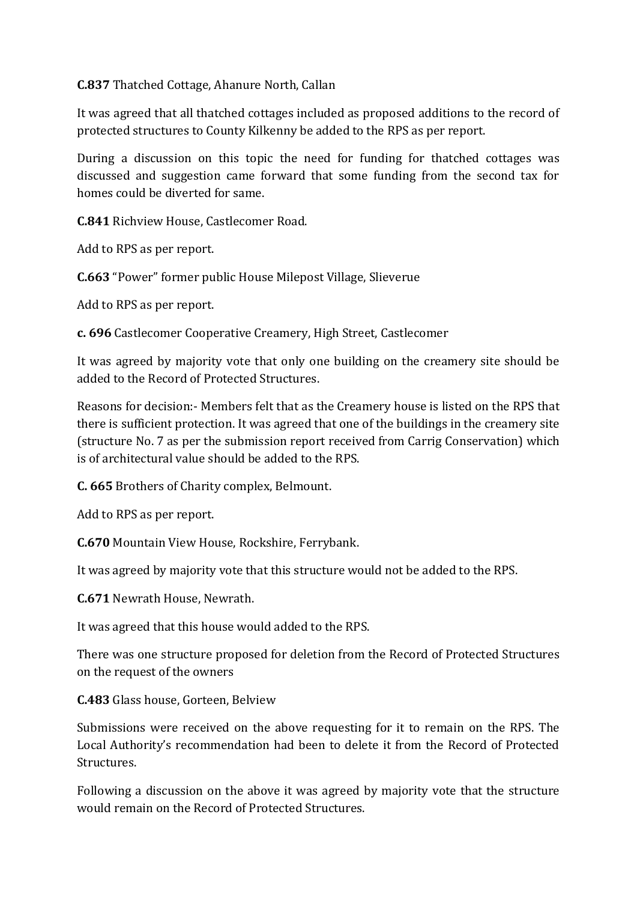**C.837** Thatched Cottage, Ahanure North, Callan

It was agreed that all thatched cottages included as proposed additions to the record of protected structures to County Kilkenny be added to the RPS as per report.

During a discussion on this topic the need for funding for thatched cottages was discussed and suggestion came forward that some funding from the second tax for homes could be diverted for same.

**C.841** Richview House, Castlecomer Road.

Add to RPS as per report.

**C.663** "Power" former public House Milepost Village, Slieverue

Add to RPS as per report.

**c. 696** Castlecomer Cooperative Creamery, High Street, Castlecomer

It was agreed by majority vote that only one building on the creamery site should be added to the Record of Protected Structures.

Reasons for decision:- Members felt that as the Creamery house is listed on the RPS that there is sufficient protection. It was agreed that one of the buildings in the creamery site (structure No. 7 as per the submission report received from Carrig Conservation) which is of architectural value should be added to the RPS.

**C. 665** Brothers of Charity complex, Belmount.

Add to RPS as per report.

**C.670** Mountain View House, Rockshire, Ferrybank.

It was agreed by majority vote that this structure would not be added to the RPS.

**C.671** Newrath House, Newrath.

It was agreed that this house would added to the RPS.

There was one structure proposed for deletion from the Record of Protected Structures on the request of the owners

**C.483** Glass house, Gorteen, Belview

Submissions were received on the above requesting for it to remain on the RPS. The Local Authority's recommendation had been to delete it from the Record of Protected Structures.

Following a discussion on the above it was agreed by majority vote that the structure would remain on the Record of Protected Structures.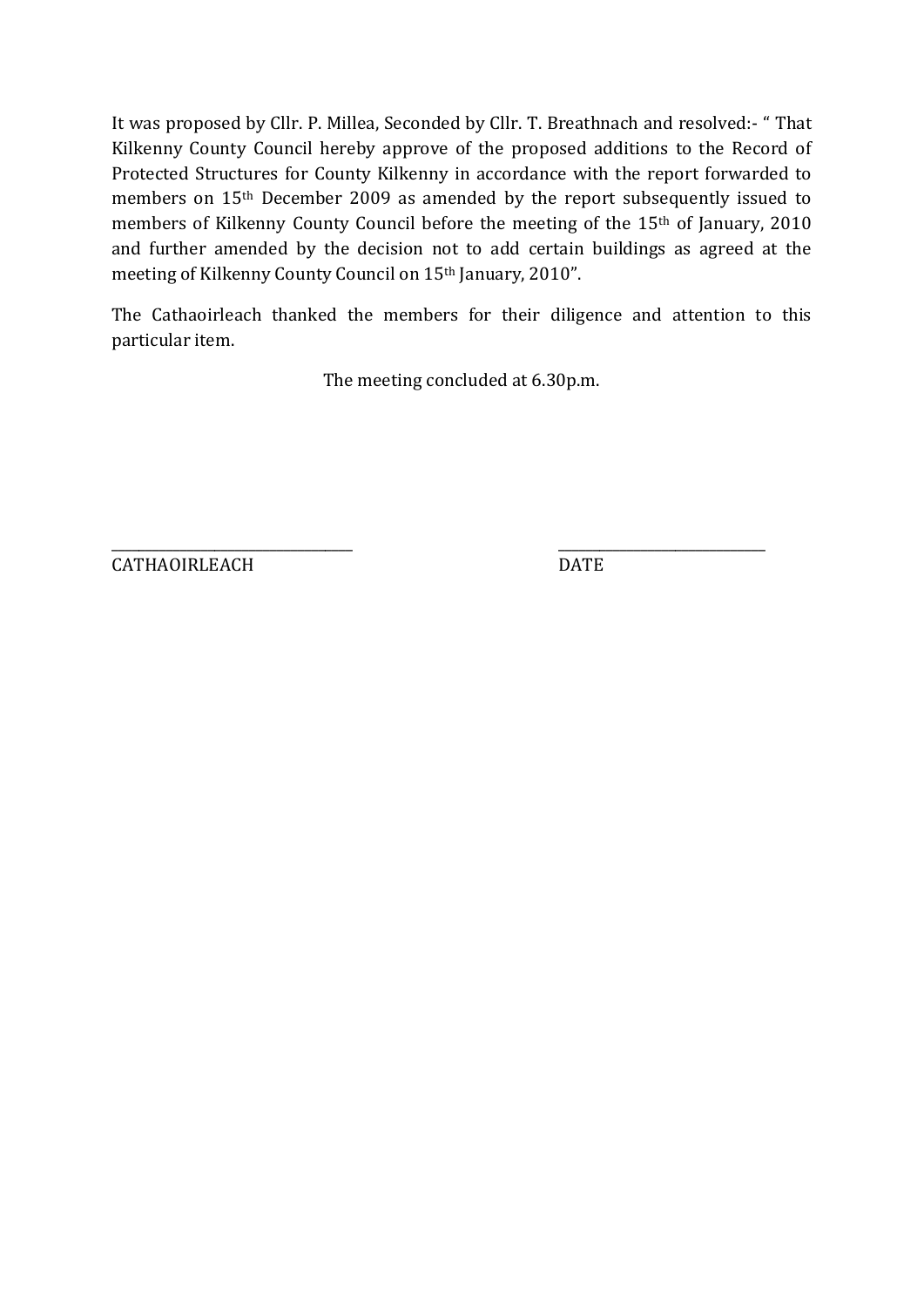It was proposed by Cllr. P. Millea, Seconded by Cllr. T. Breathnach and resolved:- " That Kilkenny County Council hereby approve of the proposed additions to the Record of Protected Structures for County Kilkenny in accordance with the report forwarded to members on 15th December 2009 as amended by the report subsequently issued to members of Kilkenny County Council before the meeting of the 15th of January, 2010 and further amended by the decision not to add certain buildings as agreed at the meeting of Kilkenny County Council on 15th January, 2010".

The Cathaoirleach thanked the members for their diligence and attention to this particular item.

The meeting concluded at 6.30p.m.

\_\_\_\_\_\_\_\_\_\_\_\_\_\_\_\_\_\_\_\_\_\_\_\_\_\_\_\_\_\_\_\_ \_\_\_\_\_\_\_\_\_\_\_\_\_\_\_\_\_\_\_\_\_\_\_\_\_\_\_\_

CATHAOIRLEACH DATE